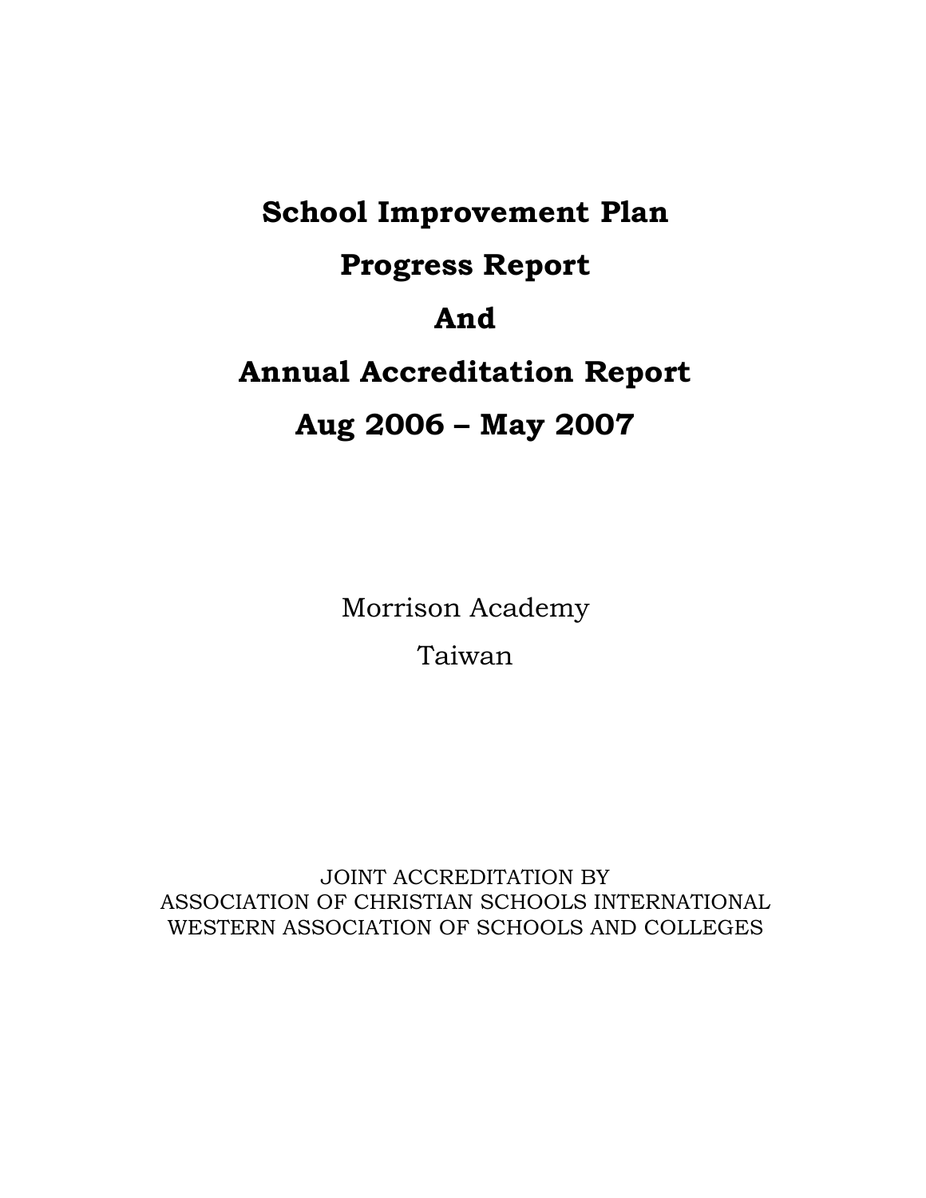# School Improvement Plan

# Progress Report

# And

# Annual Accreditation Report

# Aug 2006 – May 2007

Morrison Academy

Taiwan

JOINT ACCREDITATION BY
ASSOCIATION OF CHRISTIAN SCHOOLS INTERNATIONAL
WESTERN ASSOCIATION OF SCHOOLS AND COLLEGES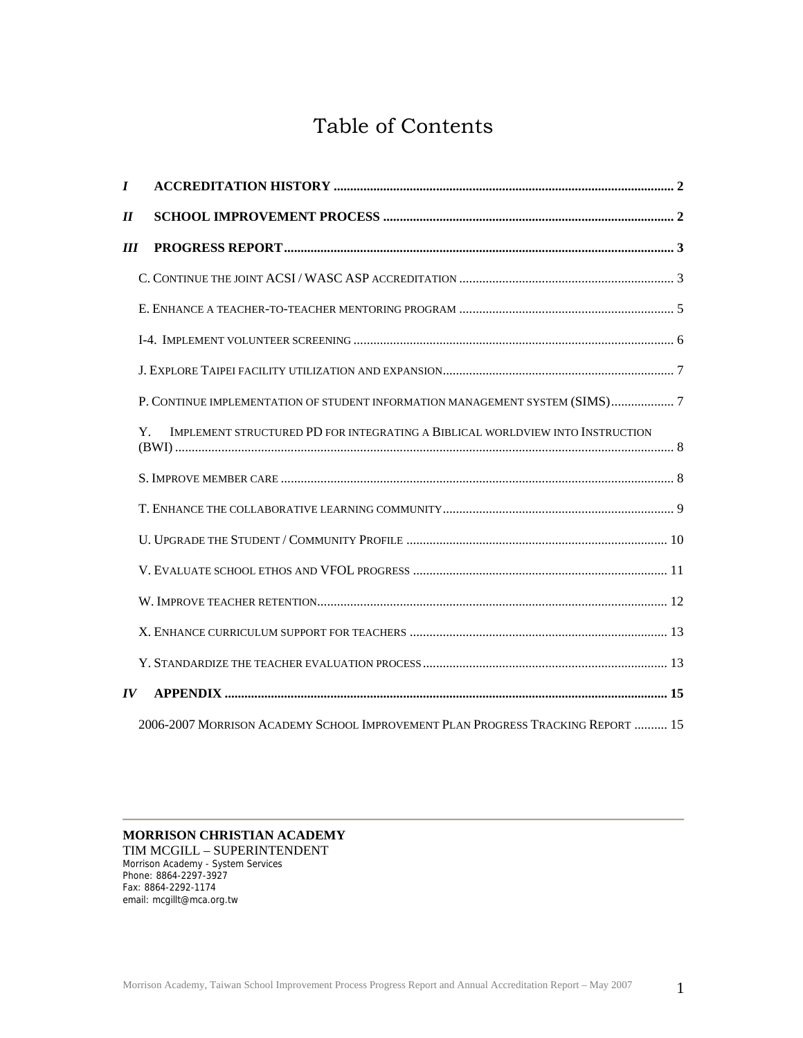# Table of Contents

*I* **ACCREDITATION HISTORY** ..... 2

*II* **SCHOOL IMPROVEMENT PROCESS** ..... 2

*III* **PROGRESS REPORT** ..... 3

- C. Continue the joint ACSI / WASC ASP accreditation ..... 3
- E. Enhance a teacher-to-teacher mentoring program ..... 5
- I-4. Implement volunteer screening ..... 6
- J. Explore Taipei facility utilization and expansion ..... 7
- P. Continue implementation of student information management system (SIMS) ..... 7
- Y. Implement structured PD for integrating a Biblical worldview into Instruction (BWI) ..... 8
- S. Improve member care ..... 8
- T. Enhance the collaborative learning community ..... 9
- U. Upgrade the Student / Community Profile ..... 10
- V. Evaluate school ethos and VFOL progress ..... 11
- W. Improve teacher retention ..... 12
- X. Enhance curriculum support for teachers ..... 13
- Y. Standardize the teacher evaluation process ..... 13

*IV* **APPENDIX** ..... 15

- 2006-2007 Morrison Academy School Improvement Plan Progress Tracking Report ..... 15

---

**MORRISON CHRISTIAN ACADEMY**
TIM MCGILL – SUPERINTENDENT
Morrison Academy - System Services
Phone: 8864-2297-3927
Fax: 8864-2292-1174
email: mcgillt@mca.org.tw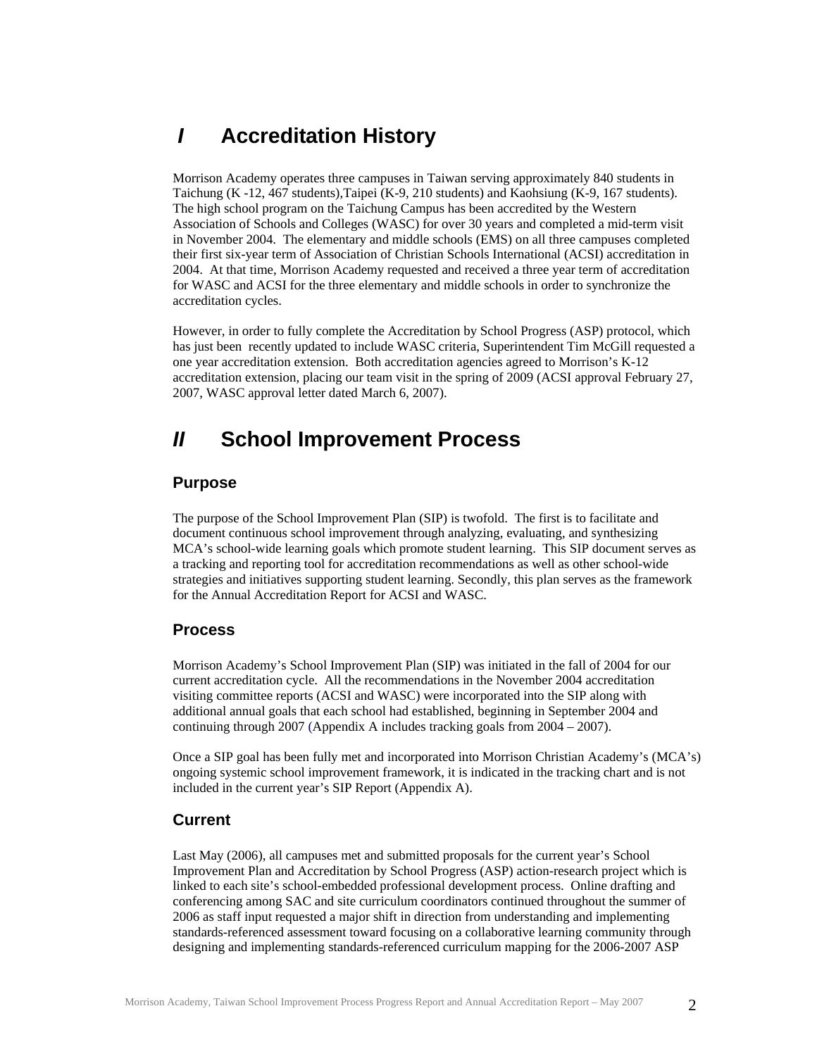# I Accreditation History

Morrison Academy operates three campuses in Taiwan serving approximately 840 students in Taichung (K -12, 467 students),Taipei (K-9, 210 students) and Kaohsiung (K-9, 167 students). The high school program on the Taichung Campus has been accredited by the Western Association of Schools and Colleges (WASC) for over 30 years and completed a mid-term visit in November 2004. The elementary and middle schools (EMS) on all three campuses completed their first six-year term of Association of Christian Schools International (ACSI) accreditation in 2004. At that time, Morrison Academy requested and received a three year term of accreditation for WASC and ACSI for the three elementary and middle schools in order to synchronize the accreditation cycles.

However, in order to fully complete the Accreditation by School Progress (ASP) protocol, which has just been recently updated to include WASC criteria, Superintendent Tim McGill requested a one year accreditation extension. Both accreditation agencies agreed to Morrison's K-12 accreditation extension, placing our team visit in the spring of 2009 (ACSI approval February 27, 2007, WASC approval letter dated March 6, 2007).

# II School Improvement Process

## Purpose

The purpose of the School Improvement Plan (SIP) is twofold. The first is to facilitate and document continuous school improvement through analyzing, evaluating, and synthesizing MCA's school-wide learning goals which promote student learning. This SIP document serves as a tracking and reporting tool for accreditation recommendations as well as other school-wide strategies and initiatives supporting student learning. Secondly, this plan serves as the framework for the Annual Accreditation Report for ACSI and WASC.

## Process

Morrison Academy's School Improvement Plan (SIP) was initiated in the fall of 2004 for our current accreditation cycle. All the recommendations in the November 2004 accreditation visiting committee reports (ACSI and WASC) were incorporated into the SIP along with additional annual goals that each school had established, beginning in September 2004 and continuing through 2007 (Appendix A includes tracking goals from 2004 – 2007).

Once a SIP goal has been fully met and incorporated into Morrison Christian Academy's (MCA's) ongoing systemic school improvement framework, it is indicated in the tracking chart and is not included in the current year's SIP Report (Appendix A).

## Current

Last May (2006), all campuses met and submitted proposals for the current year's School Improvement Plan and Accreditation by School Progress (ASP) action-research project which is linked to each site's school-embedded professional development process. Online drafting and conferencing among SAC and site curriculum coordinators continued throughout the summer of 2006 as staff input requested a major shift in direction from understanding and implementing standards-referenced assessment toward focusing on a collaborative learning community through designing and implementing standards-referenced curriculum mapping for the 2006-2007 ASP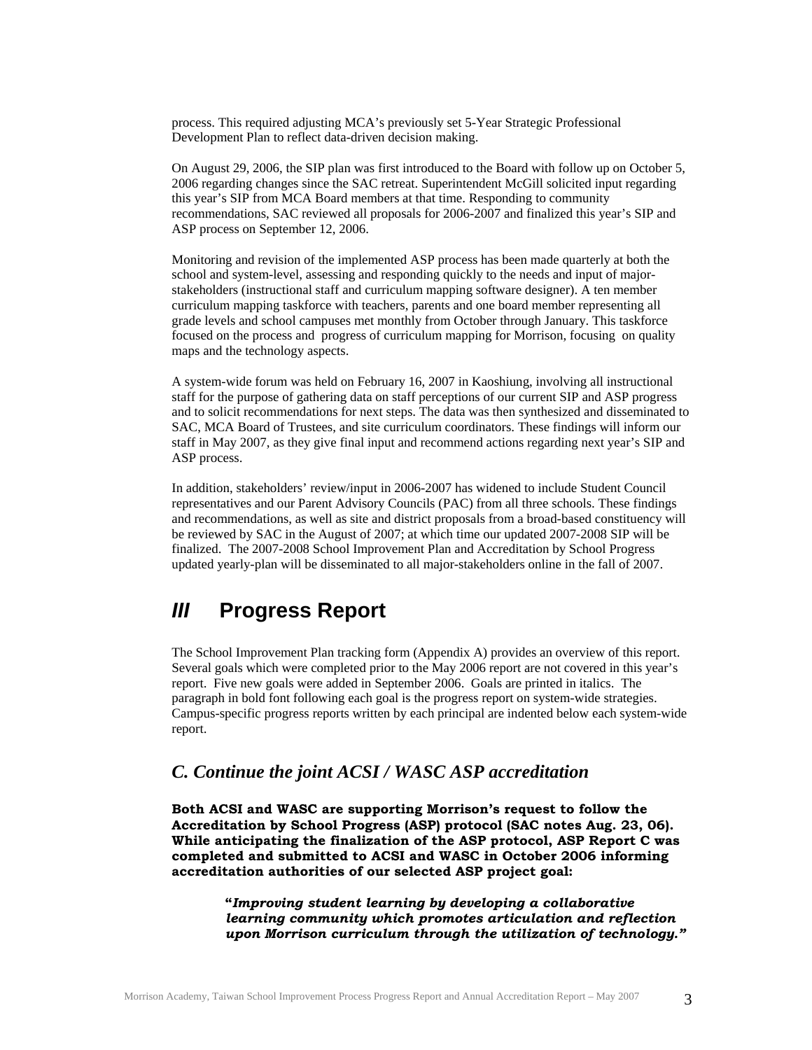process. This required adjusting MCA's previously set 5-Year Strategic Professional Development Plan to reflect data-driven decision making.

On August 29, 2006, the SIP plan was first introduced to the Board with follow up on October 5, 2006 regarding changes since the SAC retreat. Superintendent McGill solicited input regarding this year's SIP from MCA Board members at that time. Responding to community recommendations, SAC reviewed all proposals for 2006-2007 and finalized this year's SIP and ASP process on September 12, 2006.

Monitoring and revision of the implemented ASP process has been made quarterly at both the school and system-level, assessing and responding quickly to the needs and input of major-stakeholders (instructional staff and curriculum mapping software designer). A ten member curriculum mapping taskforce with teachers, parents and one board member representing all grade levels and school campuses met monthly from October through January. This taskforce focused on the process and progress of curriculum mapping for Morrison, focusing on quality maps and the technology aspects.

A system-wide forum was held on February 16, 2007 in Kaoshiung, involving all instructional staff for the purpose of gathering data on staff perceptions of our current SIP and ASP progress and to solicit recommendations for next steps. The data was then synthesized and disseminated to SAC, MCA Board of Trustees, and site curriculum coordinators. These findings will inform our staff in May 2007, as they give final input and recommend actions regarding next year's SIP and ASP process.

In addition, stakeholders' review/input in 2006-2007 has widened to include Student Council representatives and our Parent Advisory Councils (PAC) from all three schools. These findings and recommendations, as well as site and district proposals from a broad-based constituency will be reviewed by SAC in the August of 2007; at which time our updated 2007-2008 SIP will be finalized. The 2007-2008 School Improvement Plan and Accreditation by School Progress updated yearly-plan will be disseminated to all major-stakeholders online in the fall of 2007.

# *III* Progress Report

The School Improvement Plan tracking form (Appendix A) provides an overview of this report. Several goals which were completed prior to the May 2006 report are not covered in this year's report. Five new goals were added in September 2006. Goals are printed in italics. The paragraph in bold font following each goal is the progress report on system-wide strategies. Campus-specific progress reports written by each principal are indented below each system-wide report.

## *C. Continue the joint ACSI / WASC ASP accreditation*

**Both ACSI and WASC are supporting Morrison's request to follow the Accreditation by School Progress (ASP) protocol (SAC notes Aug. 23, 06). While anticipating the finalization of the ASP protocol, ASP Report C was completed and submitted to ACSI and WASC in October 2006 informing accreditation authorities of our selected ASP project goal:**

> **"*Improving student learning by developing a collaborative learning community which promotes articulation and reflection upon Morrison curriculum through the utilization of technology.*"**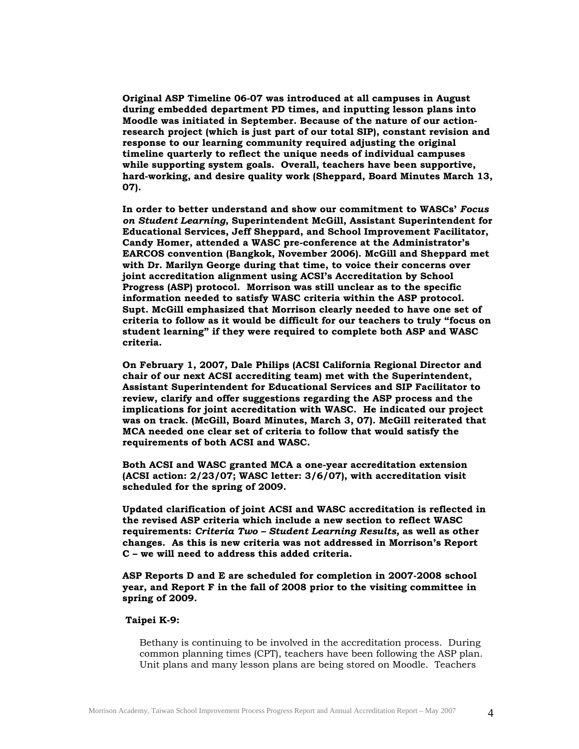**Original ASP Timeline 06-07 was introduced at all campuses in August during embedded department PD times, and inputting lesson plans into Moodle was initiated in September. Because of the nature of our action-research project (which is just part of our total SIP), constant revision and response to our learning community required adjusting the original timeline quarterly to reflect the unique needs of individual campuses while supporting system goals. Overall, teachers have been supportive, hard-working, and desire quality work (Sheppard, Board Minutes March 13, 07).**

**In order to better understand and show our commitment to WASCs' *Focus on Student Learning*, Superintendent McGill, Assistant Superintendent for Educational Services, Jeff Sheppard, and School Improvement Facilitator, Candy Homer, attended a WASC pre-conference at the Administrator's EARCOS convention (Bangkok, November 2006). McGill and Sheppard met with Dr. Marilyn George during that time, to voice their concerns over joint accreditation alignment using ACSI's Accreditation by School Progress (ASP) protocol. Morrison was still unclear as to the specific information needed to satisfy WASC criteria within the ASP protocol. Supt. McGill emphasized that Morrison clearly needed to have one set of criteria to follow as it would be difficult for our teachers to truly "focus on student learning" if they were required to complete both ASP and WASC criteria.**

**On February 1, 2007, Dale Philips (ACSI California Regional Director and chair of our next ACSI accrediting team) met with the Superintendent, Assistant Superintendent for Educational Services and SIP Facilitator to review, clarify and offer suggestions regarding the ASP process and the implications for joint accreditation with WASC. He indicated our project was on track. (McGill, Board Minutes, March 3, 07). McGill reiterated that MCA needed one clear set of criteria to follow that would satisfy the requirements of both ACSI and WASC.**

**Both ACSI and WASC granted MCA a one-year accreditation extension (ACSI action: 2/23/07; WASC letter: 3/6/07), with accreditation visit scheduled for the spring of 2009.**

**Updated clarification of joint ACSI and WASC accreditation is reflected in the revised ASP criteria which include a new section to reflect WASC requirements: *Criteria Two – Student Learning Results,* as well as other changes. As this is new criteria was not addressed in Morrison's Report C – we will need to address this added criteria.**

**ASP Reports D and E are scheduled for completion in 2007-2008 school year, and Report F in the fall of 2008 prior to the visiting committee in spring of 2009.**

**Taipei K-9:**

Bethany is continuing to be involved in the accreditation process. During common planning times (CPT), teachers have been following the ASP plan. Unit plans and many lesson plans are being stored on Moodle. Teachers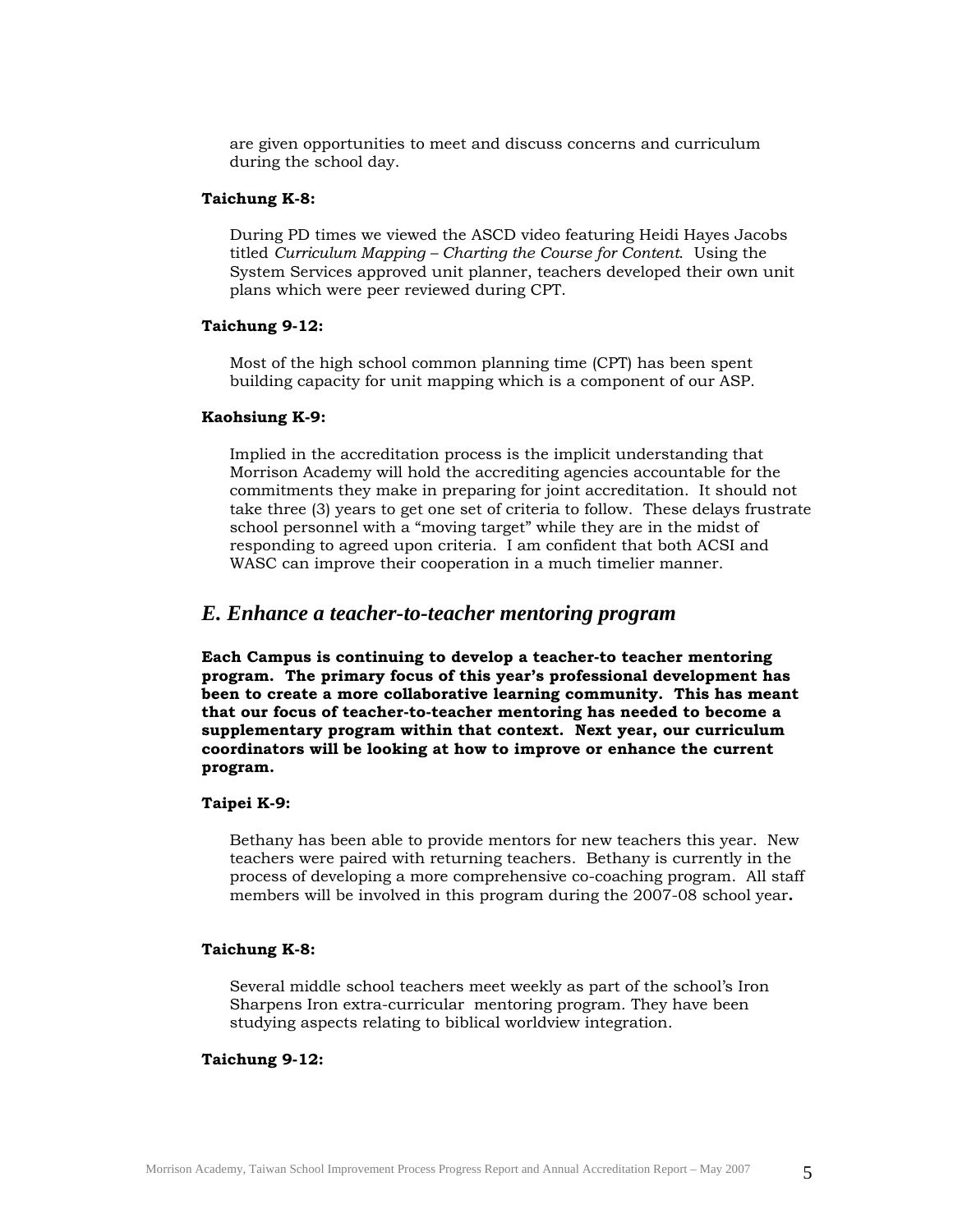are given opportunities to meet and discuss concerns and curriculum during the school day.

**Taichung K-8:**

During PD times we viewed the ASCD video featuring Heidi Hayes Jacobs titled *Curriculum Mapping – Charting the Course for Content*. Using the System Services approved unit planner, teachers developed their own unit plans which were peer reviewed during CPT.

**Taichung 9-12:**

Most of the high school common planning time (CPT) has been spent building capacity for unit mapping which is a component of our ASP.

**Kaohsiung K-9:**

Implied in the accreditation process is the implicit understanding that Morrison Academy will hold the accrediting agencies accountable for the commitments they make in preparing for joint accreditation. It should not take three (3) years to get one set of criteria to follow. These delays frustrate school personnel with a "moving target" while they are in the midst of responding to agreed upon criteria. I am confident that both ACSI and WASC can improve their cooperation in a much timelier manner.

## *E. Enhance a teacher-to-teacher mentoring program*

**Each Campus is continuing to develop a teacher-to teacher mentoring program. The primary focus of this year's professional development has been to create a more collaborative learning community. This has meant that our focus of teacher-to-teacher mentoring has needed to become a supplementary program within that context. Next year, our curriculum coordinators will be looking at how to improve or enhance the current program.**

**Taipei K-9:**

Bethany has been able to provide mentors for new teachers this year. New teachers were paired with returning teachers. Bethany is currently in the process of developing a more comprehensive co-coaching program. All staff members will be involved in this program during the 2007-08 school year.

**Taichung K-8:**

Several middle school teachers meet weekly as part of the school's Iron Sharpens Iron extra-curricular mentoring program. They have been studying aspects relating to biblical worldview integration.

**Taichung 9-12:**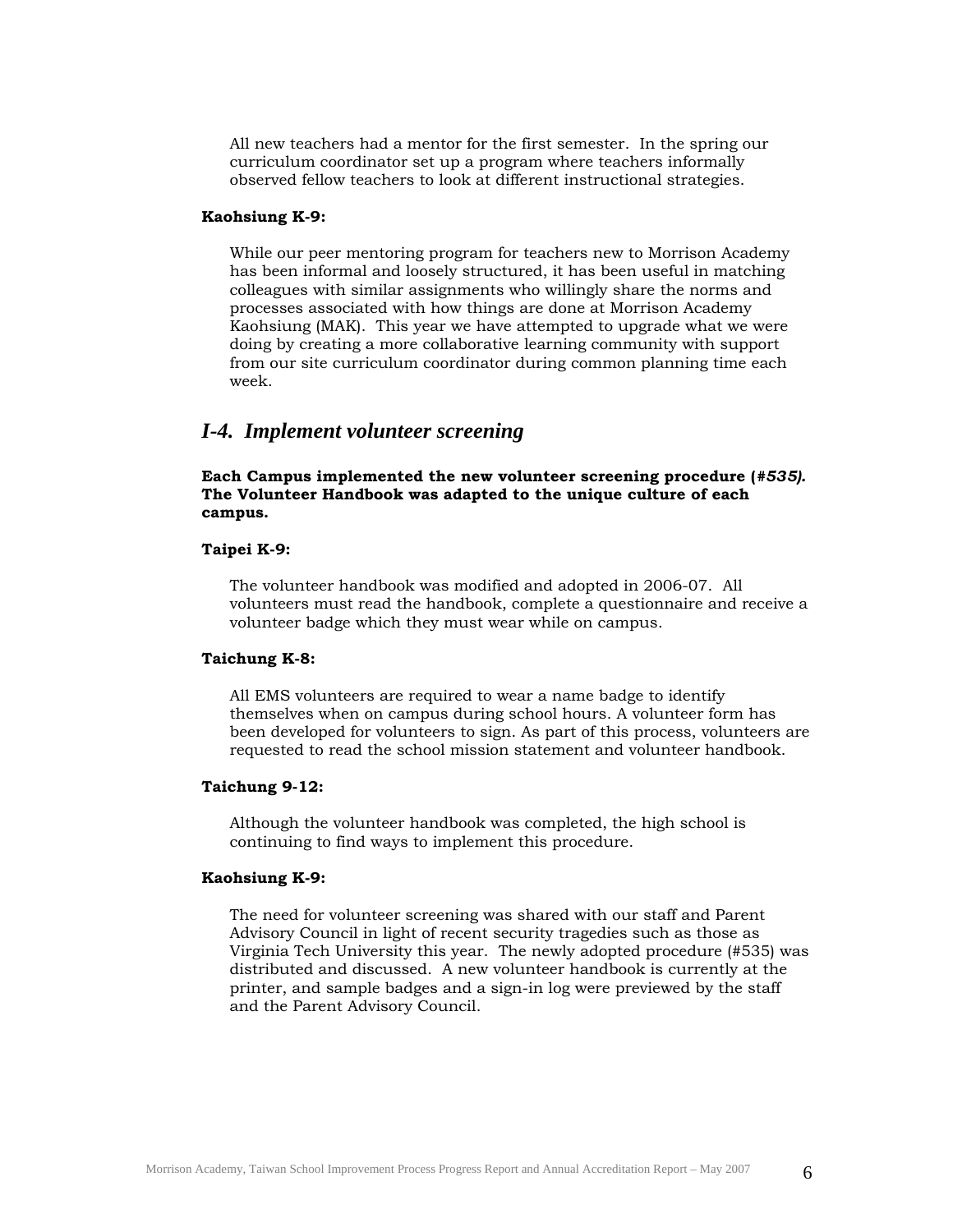All new teachers had a mentor for the first semester. In the spring our curriculum coordinator set up a program where teachers informally observed fellow teachers to look at different instructional strategies.

**Kaohsiung K-9:**

While our peer mentoring program for teachers new to Morrison Academy has been informal and loosely structured, it has been useful in matching colleagues with similar assignments who willingly share the norms and processes associated with how things are done at Morrison Academy Kaohsiung (MAK). This year we have attempted to upgrade what we were doing by creating a more collaborative learning community with support from our site curriculum coordinator during common planning time each week.

## *I-4. Implement volunteer screening*

**Each Campus implemented the new volunteer screening procedure (*#535*). The Volunteer Handbook was adapted to the unique culture of each campus.**

**Taipei K-9:**

The volunteer handbook was modified and adopted in 2006-07. All volunteers must read the handbook, complete a questionnaire and receive a volunteer badge which they must wear while on campus.

**Taichung K-8:**

All EMS volunteers are required to wear a name badge to identify themselves when on campus during school hours. A volunteer form has been developed for volunteers to sign. As part of this process, volunteers are requested to read the school mission statement and volunteer handbook.

**Taichung 9-12:**

Although the volunteer handbook was completed, the high school is continuing to find ways to implement this procedure.

**Kaohsiung K-9:**

The need for volunteer screening was shared with our staff and Parent Advisory Council in light of recent security tragedies such as those as Virginia Tech University this year. The newly adopted procedure (#535) was distributed and discussed. A new volunteer handbook is currently at the printer, and sample badges and a sign-in log were previewed by the staff and the Parent Advisory Council.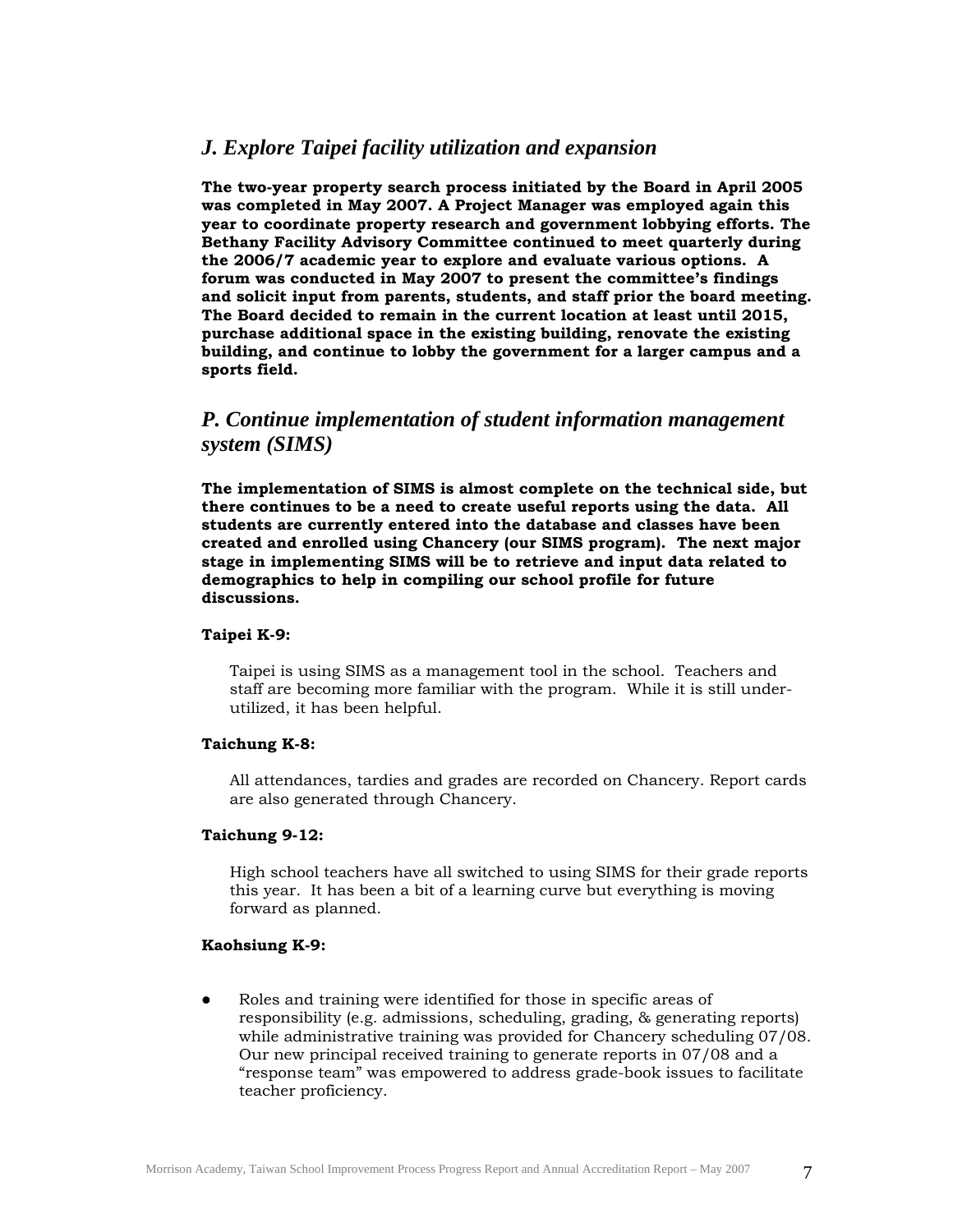## *J. Explore Taipei facility utilization and expansion*

**The two-year property search process initiated by the Board in April 2005 was completed in May 2007. A Project Manager was employed again this year to coordinate property research and government lobbying efforts. The Bethany Facility Advisory Committee continued to meet quarterly during the 2006/7 academic year to explore and evaluate various options. A forum was conducted in May 2007 to present the committee's findings and solicit input from parents, students, and staff prior the board meeting. The Board decided to remain in the current location at least until 2015, purchase additional space in the existing building, renovate the existing building, and continue to lobby the government for a larger campus and a sports field.**

## *P. Continue implementation of student information management system (SIMS)*

**The implementation of SIMS is almost complete on the technical side, but there continues to be a need to create useful reports using the data. All students are currently entered into the database and classes have been created and enrolled using Chancery (our SIMS program). The next major stage in implementing SIMS will be to retrieve and input data related to demographics to help in compiling our school profile for future discussions.**

**Taipei K-9:**

Taipei is using SIMS as a management tool in the school. Teachers and staff are becoming more familiar with the program. While it is still under-utilized, it has been helpful.

**Taichung K-8:**

All attendances, tardies and grades are recorded on Chancery. Report cards are also generated through Chancery.

**Taichung 9-12:**

High school teachers have all switched to using SIMS for their grade reports this year. It has been a bit of a learning curve but everything is moving forward as planned.

**Kaohsiung K-9:**

- Roles and training were identified for those in specific areas of responsibility (e.g. admissions, scheduling, grading, & generating reports) while administrative training was provided for Chancery scheduling 07/08. Our new principal received training to generate reports in 07/08 and a "response team" was empowered to address grade-book issues to facilitate teacher proficiency.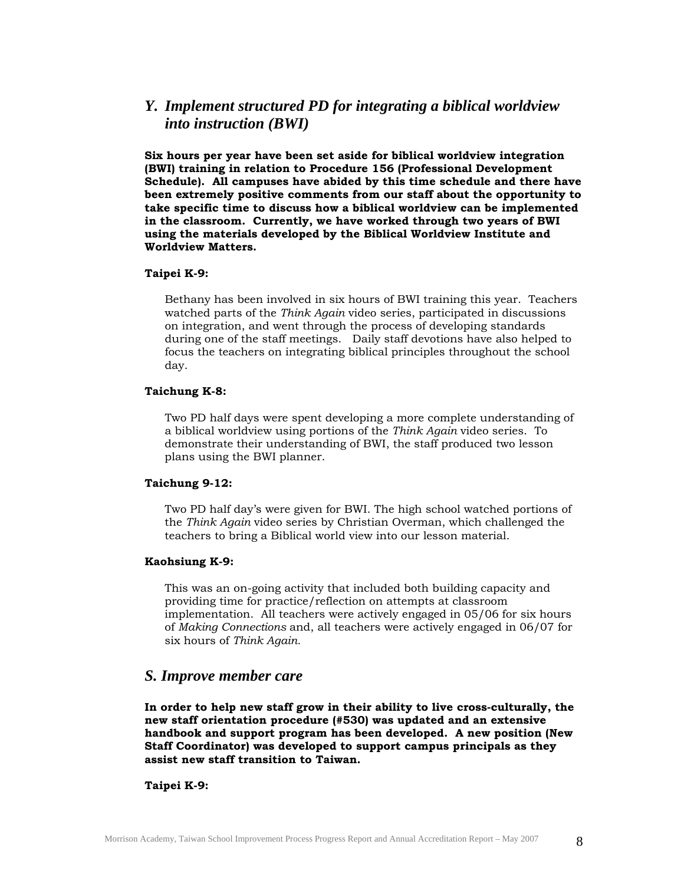## *Y. Implement structured PD for integrating a biblical worldview into instruction (BWI)*

**Six hours per year have been set aside for biblical worldview integration (BWI) training in relation to Procedure 156 (Professional Development Schedule). All campuses have abided by this time schedule and there have been extremely positive comments from our staff about the opportunity to take specific time to discuss how a biblical worldview can be implemented in the classroom. Currently, we have worked through two years of BWI using the materials developed by the Biblical Worldview Institute and Worldview Matters.**

**Taipei K-9:**

Bethany has been involved in six hours of BWI training this year. Teachers watched parts of the *Think Again* video series, participated in discussions on integration, and went through the process of developing standards during one of the staff meetings. Daily staff devotions have also helped to focus the teachers on integrating biblical principles throughout the school day.

**Taichung K-8:**

Two PD half days were spent developing a more complete understanding of a biblical worldview using portions of the *Think Again* video series. To demonstrate their understanding of BWI, the staff produced two lesson plans using the BWI planner.

**Taichung 9-12:**

Two PD half day's were given for BWI. The high school watched portions of the *Think Again* video series by Christian Overman, which challenged the teachers to bring a Biblical world view into our lesson material.

**Kaohsiung K-9:**

This was an on-going activity that included both building capacity and providing time for practice/reflection on attempts at classroom implementation. All teachers were actively engaged in 05/06 for six hours of *Making Connections* and, all teachers were actively engaged in 06/07 for six hours of *Think Again.*

## *S. Improve member care*

**In order to help new staff grow in their ability to live cross-culturally, the new staff orientation procedure (#530) was updated and an extensive handbook and support program has been developed. A new position (New Staff Coordinator) was developed to support campus principals as they assist new staff transition to Taiwan.**

**Taipei K-9:**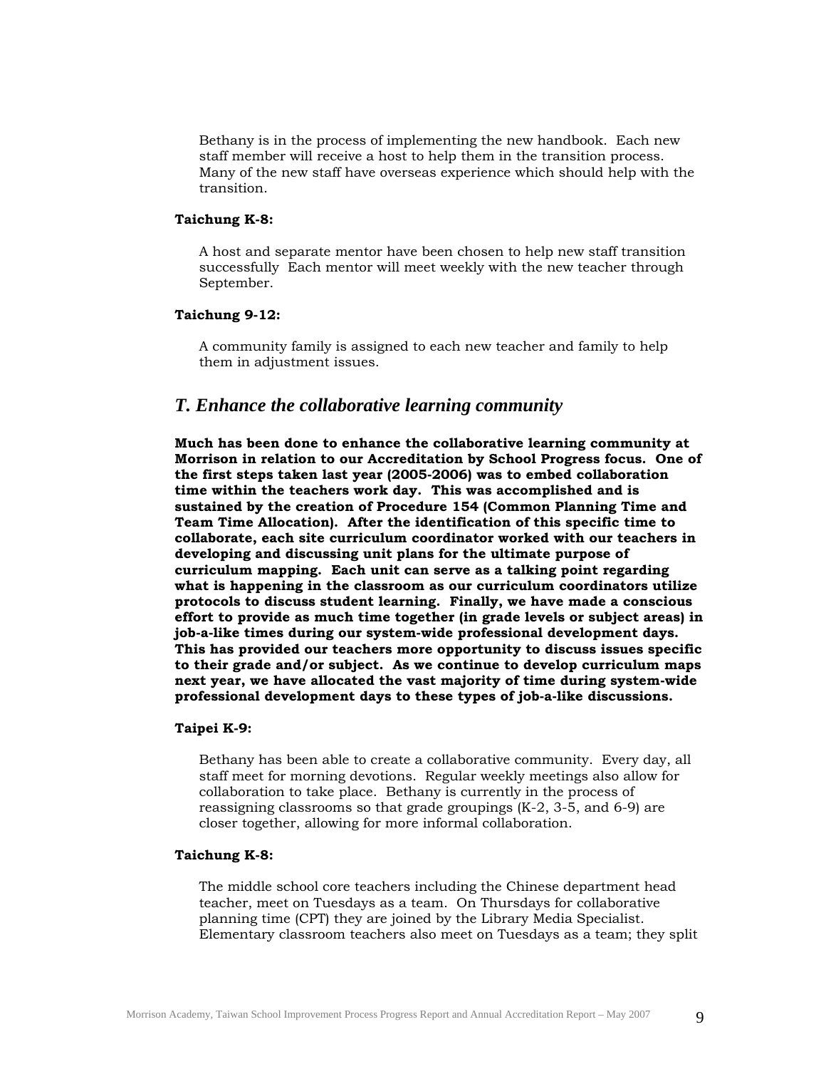Bethany is in the process of implementing the new handbook. Each new staff member will receive a host to help them in the transition process. Many of the new staff have overseas experience which should help with the transition.

**Taichung K-8:**

A host and separate mentor have been chosen to help new staff transition successfully Each mentor will meet weekly with the new teacher through September.

**Taichung 9-12:**

A community family is assigned to each new teacher and family to help them in adjustment issues.

## *T. Enhance the collaborative learning community*

**Much has been done to enhance the collaborative learning community at Morrison in relation to our Accreditation by School Progress focus. One of the first steps taken last year (2005-2006) was to embed collaboration time within the teachers work day. This was accomplished and is sustained by the creation of Procedure 154 (Common Planning Time and Team Time Allocation). After the identification of this specific time to collaborate, each site curriculum coordinator worked with our teachers in developing and discussing unit plans for the ultimate purpose of curriculum mapping. Each unit can serve as a talking point regarding what is happening in the classroom as our curriculum coordinators utilize protocols to discuss student learning. Finally, we have made a conscious effort to provide as much time together (in grade levels or subject areas) in job-a-like times during our system-wide professional development days. This has provided our teachers more opportunity to discuss issues specific to their grade and/or subject. As we continue to develop curriculum maps next year, we have allocated the vast majority of time during system-wide professional development days to these types of job-a-like discussions.**

**Taipei K-9:**

Bethany has been able to create a collaborative community. Every day, all staff meet for morning devotions. Regular weekly meetings also allow for collaboration to take place. Bethany is currently in the process of reassigning classrooms so that grade groupings (K-2, 3-5, and 6-9) are closer together, allowing for more informal collaboration.

**Taichung K-8:**

The middle school core teachers including the Chinese department head teacher, meet on Tuesdays as a team. On Thursdays for collaborative planning time (CPT) they are joined by the Library Media Specialist. Elementary classroom teachers also meet on Tuesdays as a team; they split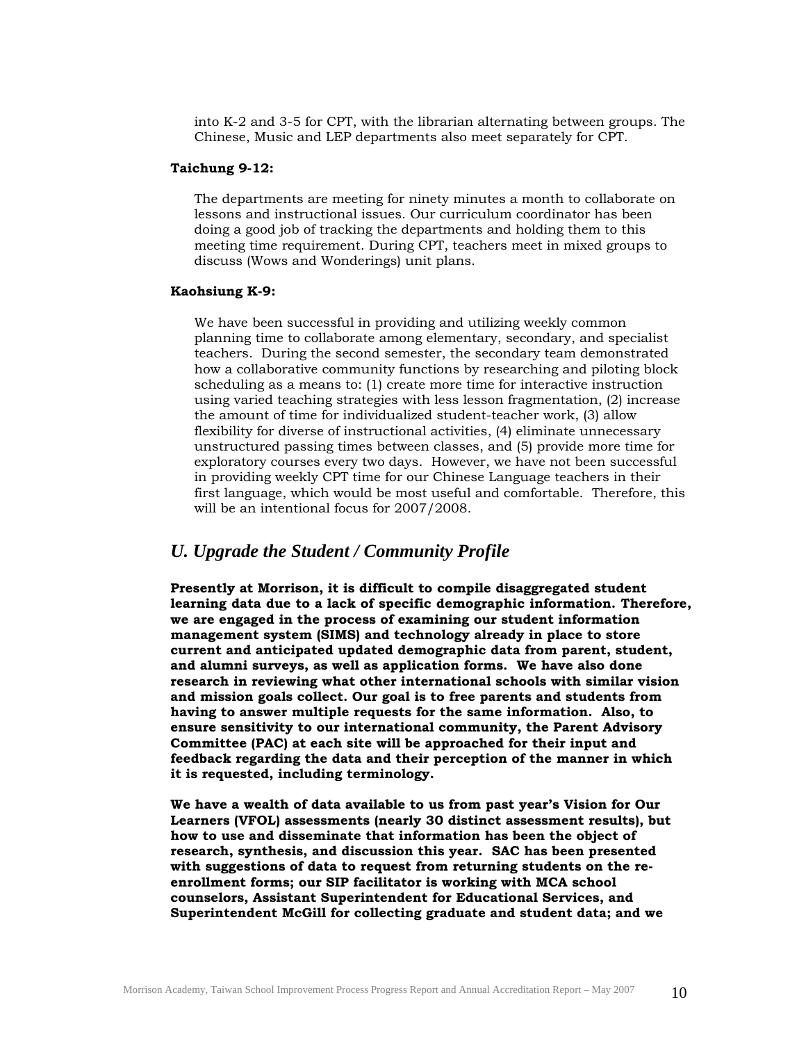into K-2 and 3-5 for CPT, with the librarian alternating between groups. The Chinese, Music and LEP departments also meet separately for CPT.

**Taichung 9-12:**

The departments are meeting for ninety minutes a month to collaborate on lessons and instructional issues. Our curriculum coordinator has been doing a good job of tracking the departments and holding them to this meeting time requirement. During CPT, teachers meet in mixed groups to discuss (Wows and Wonderings) unit plans.

**Kaohsiung K-9:**

We have been successful in providing and utilizing weekly common planning time to collaborate among elementary, secondary, and specialist teachers. During the second semester, the secondary team demonstrated how a collaborative community functions by researching and piloting block scheduling as a means to: (1) create more time for interactive instruction using varied teaching strategies with less lesson fragmentation, (2) increase the amount of time for individualized student-teacher work, (3) allow flexibility for diverse of instructional activities, (4) eliminate unnecessary unstructured passing times between classes, and (5) provide more time for exploratory courses every two days. However, we have not been successful in providing weekly CPT time for our Chinese Language teachers in their first language, which would be most useful and comfortable. Therefore, this will be an intentional focus for 2007/2008.

## *U. Upgrade the Student / Community Profile*

**Presently at Morrison, it is difficult to compile disaggregated student learning data due to a lack of specific demographic information. Therefore, we are engaged in the process of examining our student information management system (SIMS) and technology already in place to store current and anticipated updated demographic data from parent, student, and alumni surveys, as well as application forms. We have also done research in reviewing what other international schools with similar vision and mission goals collect. Our goal is to free parents and students from having to answer multiple requests for the same information. Also, to ensure sensitivity to our international community, the Parent Advisory Committee (PAC) at each site will be approached for their input and feedback regarding the data and their perception of the manner in which it is requested, including terminology.**

**We have a wealth of data available to us from past year's Vision for Our Learners (VFOL) assessments (nearly 30 distinct assessment results), but how to use and disseminate that information has been the object of research, synthesis, and discussion this year. SAC has been presented with suggestions of data to request from returning students on the re-enrollment forms; our SIP facilitator is working with MCA school counselors, Assistant Superintendent for Educational Services, and Superintendent McGill for collecting graduate and student data; and we**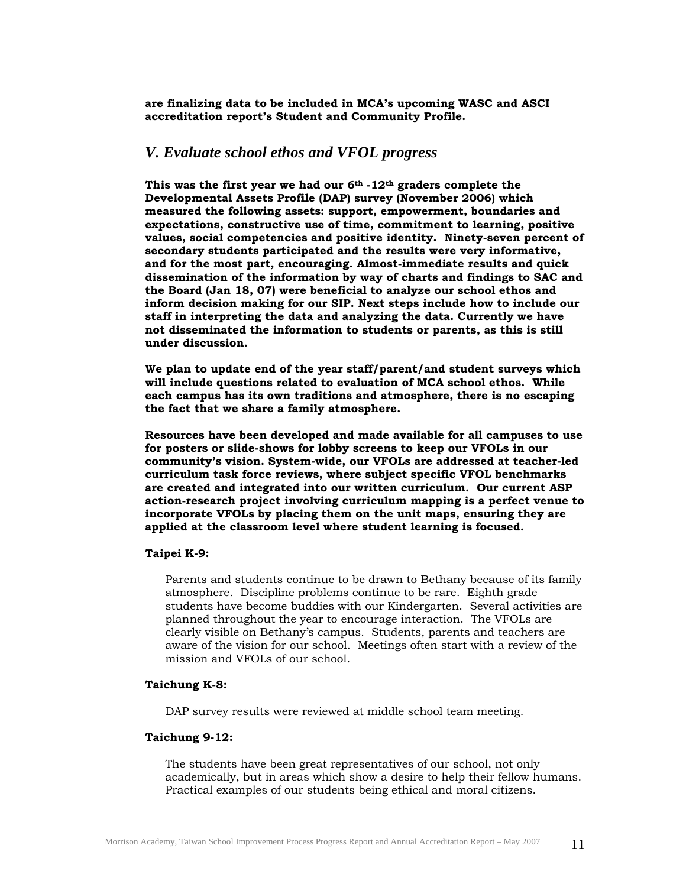**are finalizing data to be included in MCA's upcoming WASC and ASCI accreditation report's Student and Community Profile.**

## *V. Evaluate school ethos and VFOL progress*

**This was the first year we had our 6th -12th graders complete the Developmental Assets Profile (DAP) survey (November 2006) which measured the following assets: support, empowerment, boundaries and expectations, constructive use of time, commitment to learning, positive values, social competencies and positive identity. Ninety-seven percent of secondary students participated and the results were very informative, and for the most part, encouraging. Almost-immediate results and quick dissemination of the information by way of charts and findings to SAC and the Board (Jan 18, 07) were beneficial to analyze our school ethos and inform decision making for our SIP. Next steps include how to include our staff in interpreting the data and analyzing the data. Currently we have not disseminated the information to students or parents, as this is still under discussion.**

**We plan to update end of the year staff/parent/and student surveys which will include questions related to evaluation of MCA school ethos. While each campus has its own traditions and atmosphere, there is no escaping the fact that we share a family atmosphere.**

**Resources have been developed and made available for all campuses to use for posters or slide-shows for lobby screens to keep our VFOLs in our community's vision. System-wide, our VFOLs are addressed at teacher-led curriculum task force reviews, where subject specific VFOL benchmarks are created and integrated into our written curriculum. Our current ASP action-research project involving curriculum mapping is a perfect venue to incorporate VFOLs by placing them on the unit maps, ensuring they are applied at the classroom level where student learning is focused.**

**Taipei K-9:**

Parents and students continue to be drawn to Bethany because of its family atmosphere. Discipline problems continue to be rare. Eighth grade students have become buddies with our Kindergarten. Several activities are planned throughout the year to encourage interaction. The VFOLs are clearly visible on Bethany's campus. Students, parents and teachers are aware of the vision for our school. Meetings often start with a review of the mission and VFOLs of our school.

**Taichung K-8:**

DAP survey results were reviewed at middle school team meeting.

**Taichung 9-12:**

The students have been great representatives of our school, not only academically, but in areas which show a desire to help their fellow humans. Practical examples of our students being ethical and moral citizens.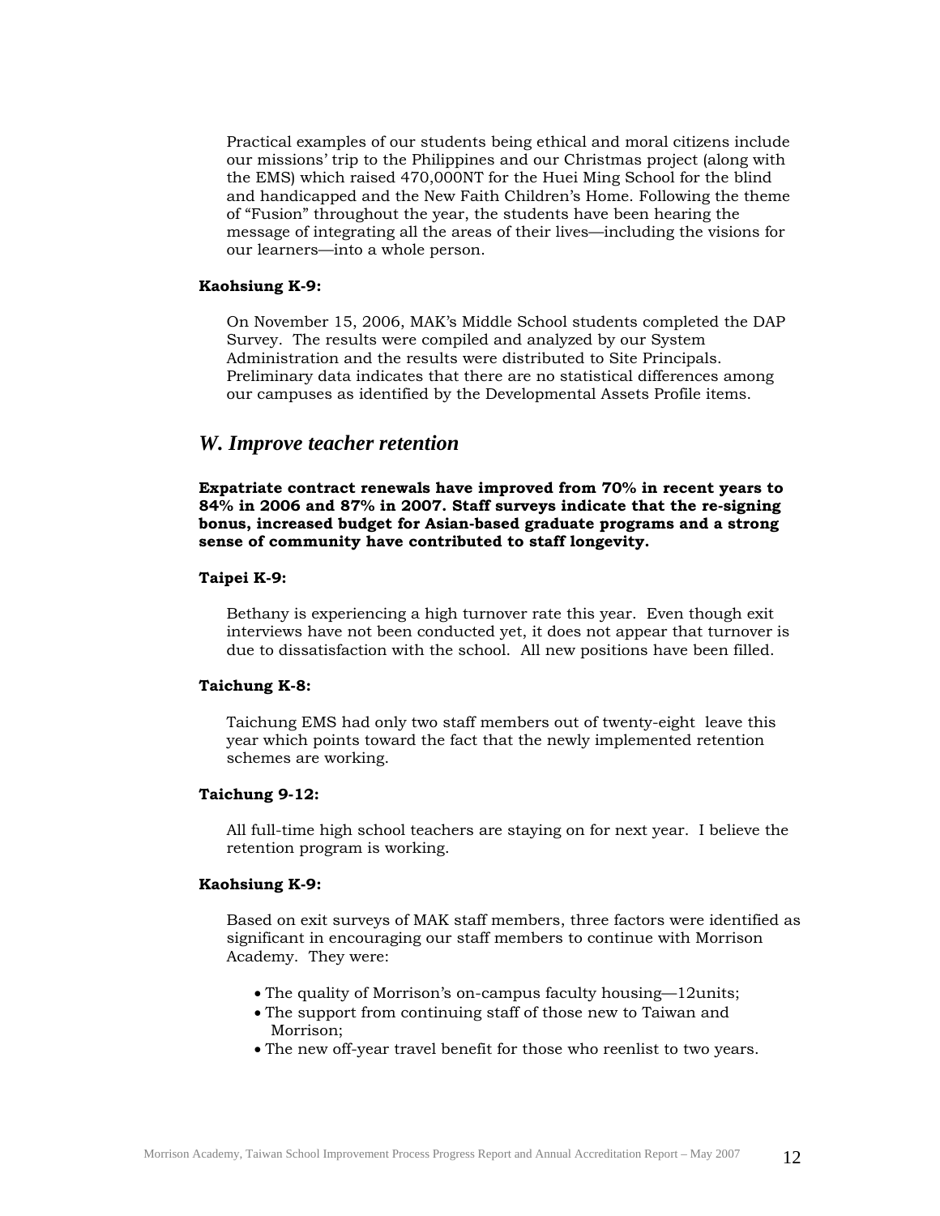Practical examples of our students being ethical and moral citizens include our missions' trip to the Philippines and our Christmas project (along with the EMS) which raised 470,000NT for the Huei Ming School for the blind and handicapped and the New Faith Children's Home. Following the theme of "Fusion" throughout the year, the students have been hearing the message of integrating all the areas of their lives—including the visions for our learners—into a whole person.

**Kaohsiung K-9:**

On November 15, 2006, MAK's Middle School students completed the DAP Survey. The results were compiled and analyzed by our System Administration and the results were distributed to Site Principals. Preliminary data indicates that there are no statistical differences among our campuses as identified by the Developmental Assets Profile items.

## *W. Improve teacher retention*

**Expatriate contract renewals have improved from 70% in recent years to 84% in 2006 and 87% in 2007. Staff surveys indicate that the re-signing bonus, increased budget for Asian-based graduate programs and a strong sense of community have contributed to staff longevity.**

**Taipei K-9:**

Bethany is experiencing a high turnover rate this year. Even though exit interviews have not been conducted yet, it does not appear that turnover is due to dissatisfaction with the school. All new positions have been filled.

**Taichung K-8:**

Taichung EMS had only two staff members out of twenty-eight leave this year which points toward the fact that the newly implemented retention schemes are working.

**Taichung 9-12:**

All full-time high school teachers are staying on for next year. I believe the retention program is working.

**Kaohsiung K-9:**

Based on exit surveys of MAK staff members, three factors were identified as significant in encouraging our staff members to continue with Morrison Academy. They were:

- The quality of Morrison's on-campus faculty housing—12units;
- The support from continuing staff of those new to Taiwan and Morrison;
- The new off-year travel benefit for those who reenlist to two years.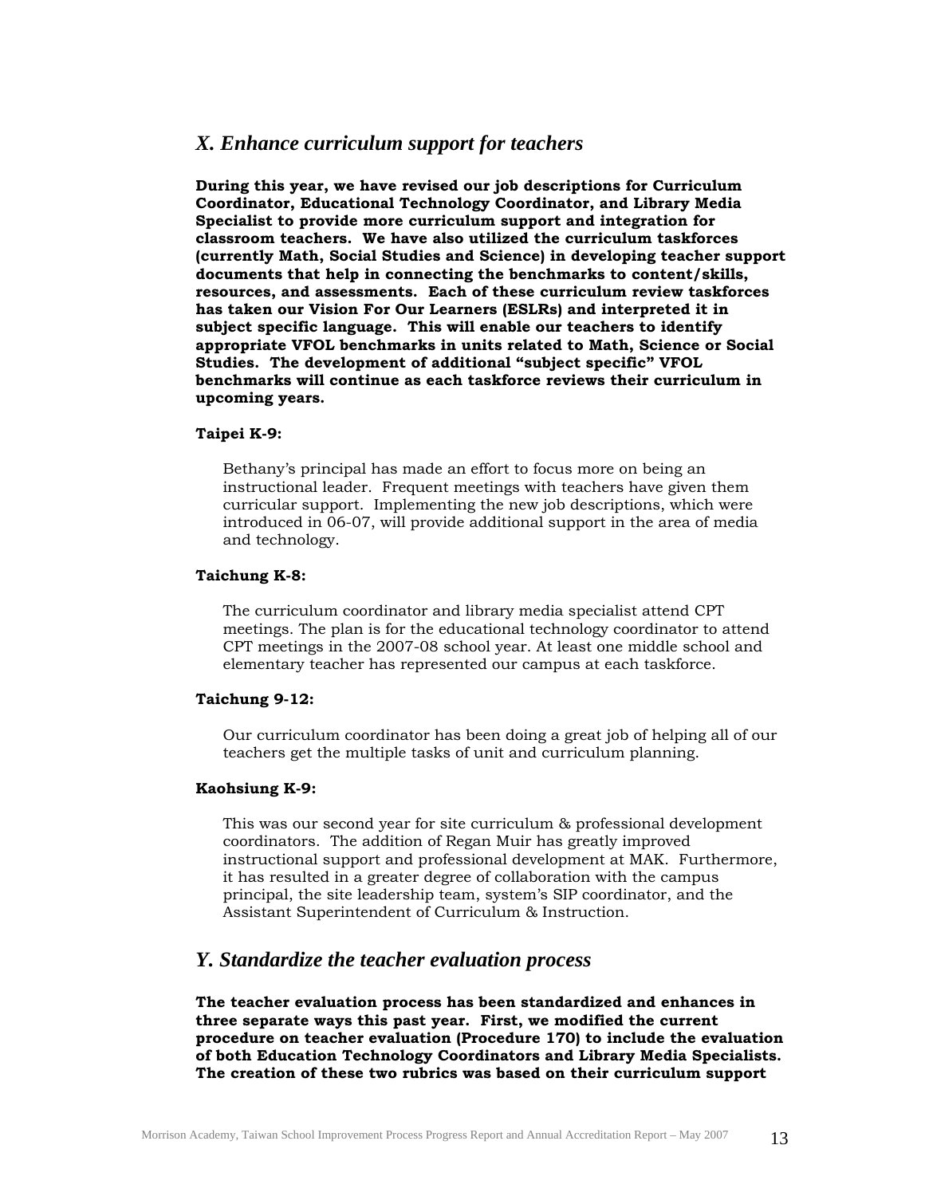## *X. Enhance curriculum support for teachers*

**During this year, we have revised our job descriptions for Curriculum Coordinator, Educational Technology Coordinator, and Library Media Specialist to provide more curriculum support and integration for classroom teachers. We have also utilized the curriculum taskforces (currently Math, Social Studies and Science) in developing teacher support documents that help in connecting the benchmarks to content/skills, resources, and assessments. Each of these curriculum review taskforces has taken our Vision For Our Learners (ESLRs) and interpreted it in subject specific language. This will enable our teachers to identify appropriate VFOL benchmarks in units related to Math, Science or Social Studies. The development of additional "subject specific" VFOL benchmarks will continue as each taskforce reviews their curriculum in upcoming years.**

**Taipei K-9:**

Bethany's principal has made an effort to focus more on being an instructional leader. Frequent meetings with teachers have given them curricular support. Implementing the new job descriptions, which were introduced in 06-07, will provide additional support in the area of media and technology.

**Taichung K-8:**

The curriculum coordinator and library media specialist attend CPT meetings. The plan is for the educational technology coordinator to attend CPT meetings in the 2007-08 school year. At least one middle school and elementary teacher has represented our campus at each taskforce.

**Taichung 9-12:**

Our curriculum coordinator has been doing a great job of helping all of our teachers get the multiple tasks of unit and curriculum planning.

**Kaohsiung K-9:**

This was our second year for site curriculum & professional development coordinators. The addition of Regan Muir has greatly improved instructional support and professional development at MAK. Furthermore, it has resulted in a greater degree of collaboration with the campus principal, the site leadership team, system's SIP coordinator, and the Assistant Superintendent of Curriculum & Instruction.

## *Y. Standardize the teacher evaluation process*

**The teacher evaluation process has been standardized and enhances in three separate ways this past year. First, we modified the current procedure on teacher evaluation (Procedure 170) to include the evaluation of both Education Technology Coordinators and Library Media Specialists. The creation of these two rubrics was based on their curriculum support**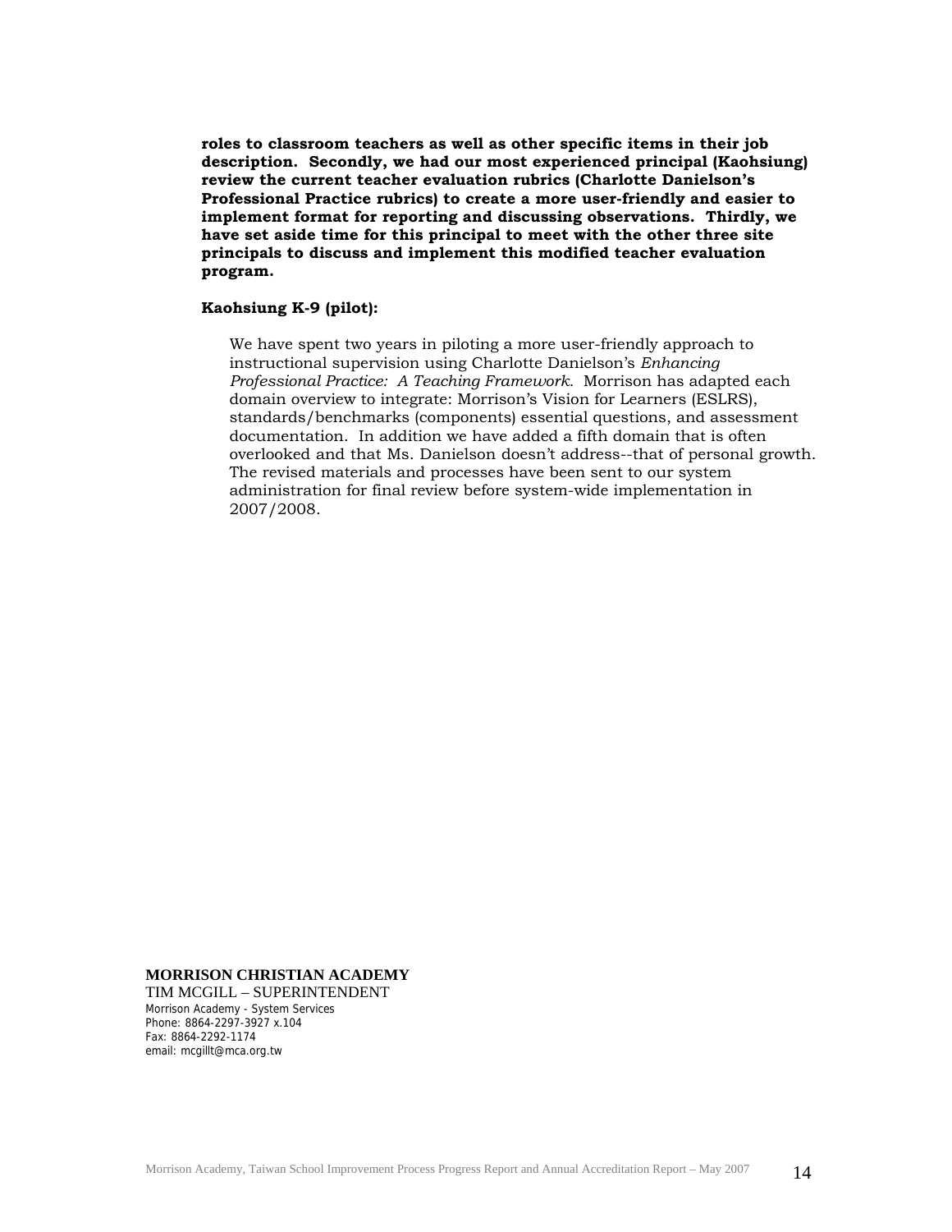**roles to classroom teachers as well as other specific items in their job description. Secondly, we had our most experienced principal (Kaohsiung) review the current teacher evaluation rubrics (Charlotte Danielson's Professional Practice rubrics) to create a more user-friendly and easier to implement format for reporting and discussing observations. Thirdly, we have set aside time for this principal to meet with the other three site principals to discuss and implement this modified teacher evaluation program.**

**Kaohsiung K-9 (pilot):**

We have spent two years in piloting a more user-friendly approach to instructional supervision using Charlotte Danielson's *Enhancing Professional Practice: A Teaching Framework*. Morrison has adapted each domain overview to integrate: Morrison's Vision for Learners (ESLRS), standards/benchmarks (components) essential questions, and assessment documentation. In addition we have added a fifth domain that is often overlooked and that Ms. Danielson doesn't address--that of personal growth. The revised materials and processes have been sent to our system administration for final review before system-wide implementation in 2007/2008.

**MORRISON CHRISTIAN ACADEMY**
TIM MCGILL – SUPERINTENDENT
Morrison Academy - System Services
Phone: 8864-2297-3927 x.104
Fax: 8864-2292-1174
email: mcgillt@mca.org.tw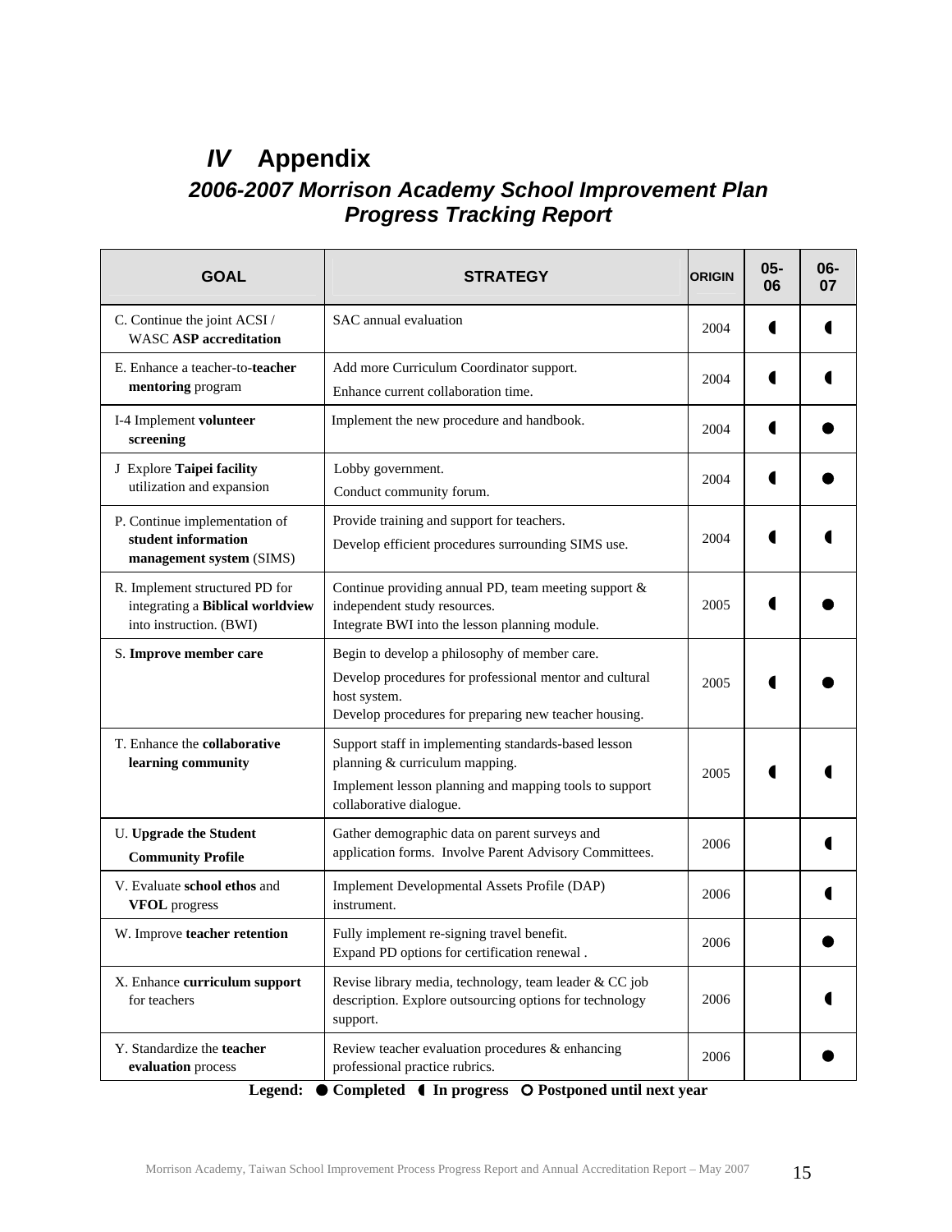# *IV* Appendix

## *2006-2007 Morrison Academy School Improvement Plan Progress Tracking Report*

| GOAL | STRATEGY | ORIGIN | 05-06 | 06-07 |
|---|---|---|---|---|
| C. Continue the joint ACSI / WASC **ASP accreditation** | SAC annual evaluation | 2004 | ◖ | ◖ |
| E. Enhance a teacher-to-**teacher mentoring** program | Add more Curriculum Coordinator support. Enhance current collaboration time. | 2004 | ◖ | ◖ |
| I-4 Implement **volunteer screening** | Implement the new procedure and handbook. | 2004 | ◖ | ● |
| J Explore **Taipei facility** utilization and expansion | Lobby government. Conduct community forum. | 2004 | ◖ | ● |
| P. Continue implementation of **student information management system** (SIMS) | Provide training and support for teachers. Develop efficient procedures surrounding SIMS use. | 2004 | ◖ | ◖ |
| R. Implement structured PD for integrating a **Biblical worldview** into instruction. (BWI) | Continue providing annual PD, team meeting support & independent study resources. Integrate BWI into the lesson planning module. | 2005 | ◖ | ● |
| S. **Improve member care** | Begin to develop a philosophy of member care. Develop procedures for professional mentor and cultural host system. Develop procedures for preparing new teacher housing. | 2005 | ◖ | ● |
| T. Enhance the **collaborative learning community** | Support staff in implementing standards-based lesson planning & curriculum mapping. Implement lesson planning and mapping tools to support collaborative dialogue. | 2005 | ◖ | ◖ |
| U. **Upgrade the Student Community Profile** | Gather demographic data on parent surveys and application forms. Involve Parent Advisory Committees. | 2006 | | ◖ |
| V. Evaluate **school ethos** and **VFOL** progress | Implement Developmental Assets Profile (DAP) instrument. | 2006 | | ◖ |
| W. Improve **teacher retention** | Fully implement re-signing travel benefit. Expand PD options for certification renewal . | 2006 | | ● |
| X. Enhance **curriculum support** for teachers | Revise library media, technology, team leader & CC job description. Explore outsourcing options for technology support. | 2006 | | ◖ |
| Y. Standardize the **teacher evaluation** process | Review teacher evaluation procedures & enhancing professional practice rubrics. | 2006 | | ● |

**Legend: ● Completed ◖ In progress ○ Postponed until next year**